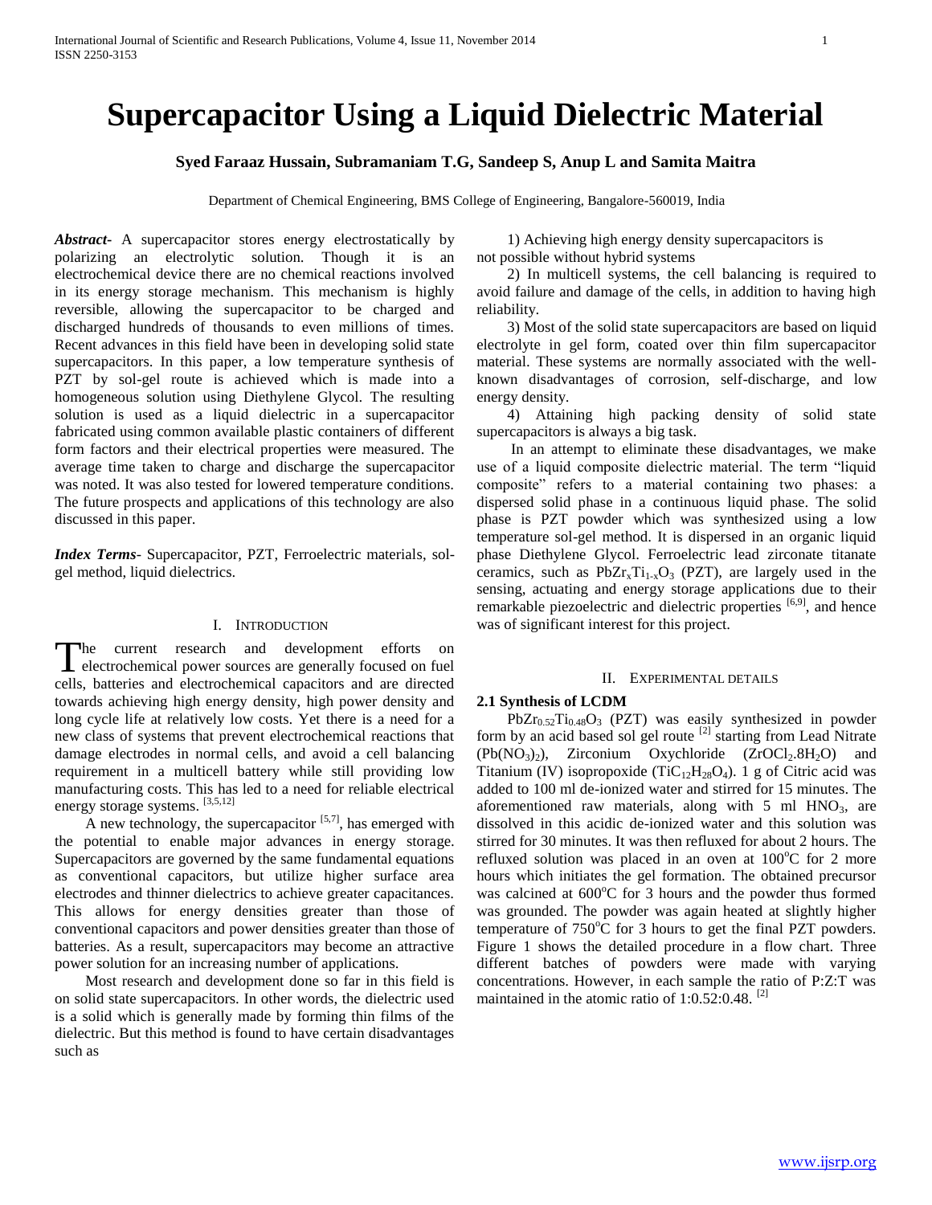# Supercapacitor Using a Liquid Dielectric Material

**Syed Faraaz Hussain, Subramaniam T.G, Sandeep S, Anup L and Samita Maitra**

Department of Chemical Engineering, BMS College of Engineering, Bangalore-560019, India

***Abstract***- A supercapacitor stores energy electrostatically by polarizing an electrolytic solution. Though it is an electrochemical device there are no chemical reactions involved in its energy storage mechanism. This mechanism is highly reversible, allowing the supercapacitor to be charged and discharged hundreds of thousands to even millions of times. Recent advances in this field have been in developing solid state supercapacitors. In this paper, a low temperature synthesis of PZT by sol-gel route is achieved which is made into a homogeneous solution using Diethylene Glycol. The resulting solution is used as a liquid dielectric in a supercapacitor fabricated using common available plastic containers of different form factors and their electrical properties were measured. The average time taken to charge and discharge the supercapacitor was noted. It was also tested for lowered temperature conditions. The future prospects and applications of this technology are also discussed in this paper.

***Index Terms***- Supercapacitor, PZT, Ferroelectric materials, sol-gel method, liquid dielectrics.

## I. Introduction

The current research and development efforts on electrochemical power sources are generally focused on fuel cells, batteries and electrochemical capacitors and are directed towards achieving high energy density, high power density and long cycle life at relatively low costs. Yet there is a need for a new class of systems that prevent electrochemical reactions that damage electrodes in normal cells, and avoid a cell balancing requirement in a multicell battery while still providing low manufacturing costs. This has led to a need for reliable electrical energy storage systems. [3,5,12]

A new technology, the supercapacitor [5,7], has emerged with the potential to enable major advances in energy storage. Supercapacitors are governed by the same fundamental equations as conventional capacitors, but utilize higher surface area electrodes and thinner dielectrics to achieve greater capacitances. This allows for energy densities greater than those of conventional capacitors and power densities greater than those of batteries. As a result, supercapacitors may become an attractive power solution for an increasing number of applications.

Most research and development done so far in this field is on solid state supercapacitors. In other words, the dielectric used is a solid which is generally made by forming thin films of the dielectric. But this method is found to have certain disadvantages such as

1) Achieving high energy density supercapacitors is not possible without hybrid systems

2) In multicell systems, the cell balancing is required to avoid failure and damage of the cells, in addition to having high reliability.

3) Most of the solid state supercapacitors are based on liquid electrolyte in gel form, coated over thin film supercapacitor material. These systems are normally associated with the well-known disadvantages of corrosion, self-discharge, and low energy density.

4) Attaining high packing density of solid state supercapacitors is always a big task.

In an attempt to eliminate these disadvantages, we make use of a liquid composite dielectric material. The term "liquid composite" refers to a material containing two phases: a dispersed solid phase in a continuous liquid phase. The solid phase is PZT powder which was synthesized using a low temperature sol-gel method. It is dispersed in an organic liquid phase Diethylene Glycol. Ferroelectric lead zirconate titanate ceramics, such as $PbZr_xTi_{1-x}O_3$ (PZT), are largely used in the sensing, actuating and energy storage applications due to their remarkable piezoelectric and dielectric properties [6,9], and hence was of significant interest for this project.

## II. Experimental details

### 2.1 Synthesis of LCDM

$PbZr_{0.52}Ti_{0.48}O_3$ (PZT) was easily synthesized in powder form by an acid based sol gel route [2] starting from Lead Nitrate ($Pb(NO_3)_2$), Zirconium Oxychloride ($ZrOCl_2.8H_2O$) and Titanium (IV) isopropoxide ($TiC_{12}H_{28}O_4$). 1 g of Citric acid was added to 100 ml de-ionized water and stirred for 15 minutes. The aforementioned raw materials, along with 5 ml $HNO_3$, are dissolved in this acidic de-ionized water and this solution was stirred for 30 minutes. It was then refluxed for about 2 hours. The refluxed solution was placed in an oven at 100°C for 2 more hours which initiates the gel formation. The obtained precursor was calcined at 600°C for 3 hours and the powder thus formed was grounded. The powder was again heated at slightly higher temperature of 750°C for 3 hours to get the final PZT powders. Figure 1 shows the detailed procedure in a flow chart. Three different batches of powders were made with varying concentrations. However, in each sample the ratio of P:Z:T was maintained in the atomic ratio of 1:0.52:0.48. [2]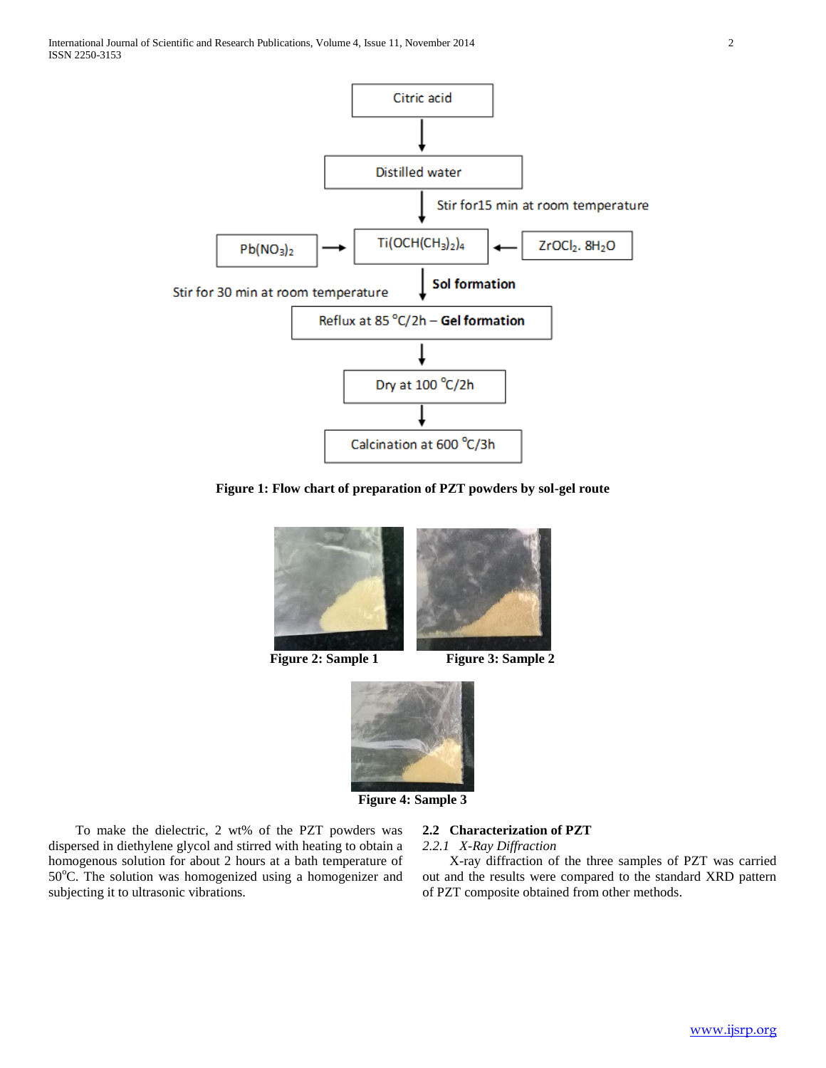Figure 1: Flow chart of preparation of PZT powders by sol-gel route

Figure 2: Sample 1

Figure 3: Sample 2

Figure 4: Sample 3

To make the dielectric, 2 wt% of the PZT powders was dispersed in diethylene glycol and stirred with heating to obtain a homogenous solution for about 2 hours at a bath temperature of 50°C. The solution was homogenized using a homogenizer and subjecting it to ultrasonic vibrations.

## 2.2 Characterization of PZT

### *2.2.1 X-Ray Diffraction*

X-ray diffraction of the three samples of PZT was carried out and the results were compared to the standard XRD pattern of PZT composite obtained from other methods.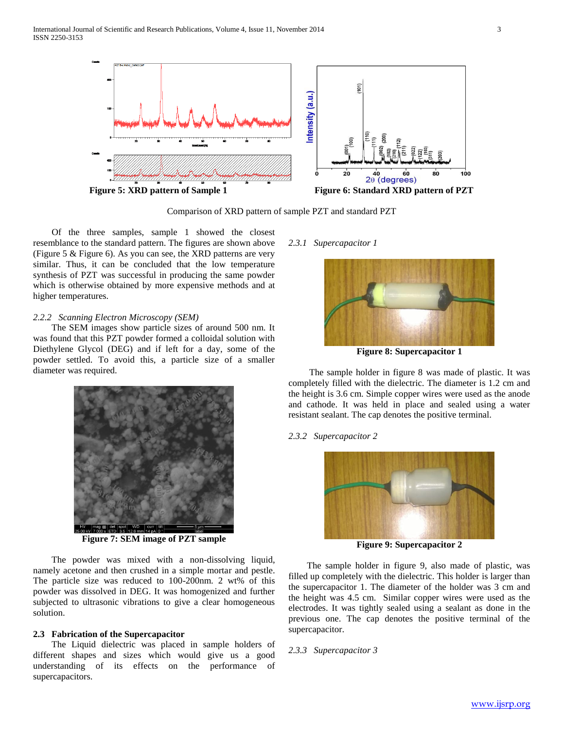Figure 5: XRD pattern of Sample 1

Figure 6: Standard XRD pattern of PZT

Comparison of XRD pattern of sample PZT and standard PZT

Of the three samples, sample 1 showed the closest resemblance to the standard pattern. The figures are shown above (Figure 5 & Figure 6). As you can see, the XRD patterns are very similar. Thus, it can be concluded that the low temperature synthesis of PZT was successful in producing the same powder which is otherwise obtained by more expensive methods and at higher temperatures.

### *2.2.2 Scanning Electron Microscopy (SEM)*

The SEM images show particle sizes of around 500 nm. It was found that this PZT powder formed a colloidal solution with Diethylene Glycol (DEG) and if left for a day, some of the powder settled. To avoid this, a particle size of a smaller diameter was required.

Figure 7: SEM image of PZT sample

The powder was mixed with a non-dissolving liquid, namely acetone and then crushed in a simple mortar and pestle. The particle size was reduced to 100-200nm. 2 wt% of this powder was dissolved in DEG. It was homogenized and further subjected to ultrasonic vibrations to give a clear homogeneous solution.

## 2.3 Fabrication of the Supercapacitor

The Liquid dielectric was placed in sample holders of different shapes and sizes which would give us a good understanding of its effects on the performance of supercapacitors.

### *2.3.1 Supercapacitor 1*

Figure 8: Supercapacitor 1

The sample holder in figure 8 was made of plastic. It was completely filled with the dielectric. The diameter is 1.2 cm and the height is 3.6 cm. Simple copper wires were used as the anode and cathode. It was held in place and sealed using a water resistant sealant. The cap denotes the positive terminal.

### *2.3.2 Supercapacitor 2*

Figure 9: Supercapacitor 2

The sample holder in figure 9, also made of plastic, was filled up completely with the dielectric. This holder is larger than the supercapacitor 1. The diameter of the holder was 3 cm and the height was 4.5 cm. Similar copper wires were used as the electrodes. It was tightly sealed using a sealant as done in the previous one. The cap denotes the positive terminal of the supercapacitor.

### *2.3.3 Supercapacitor 3*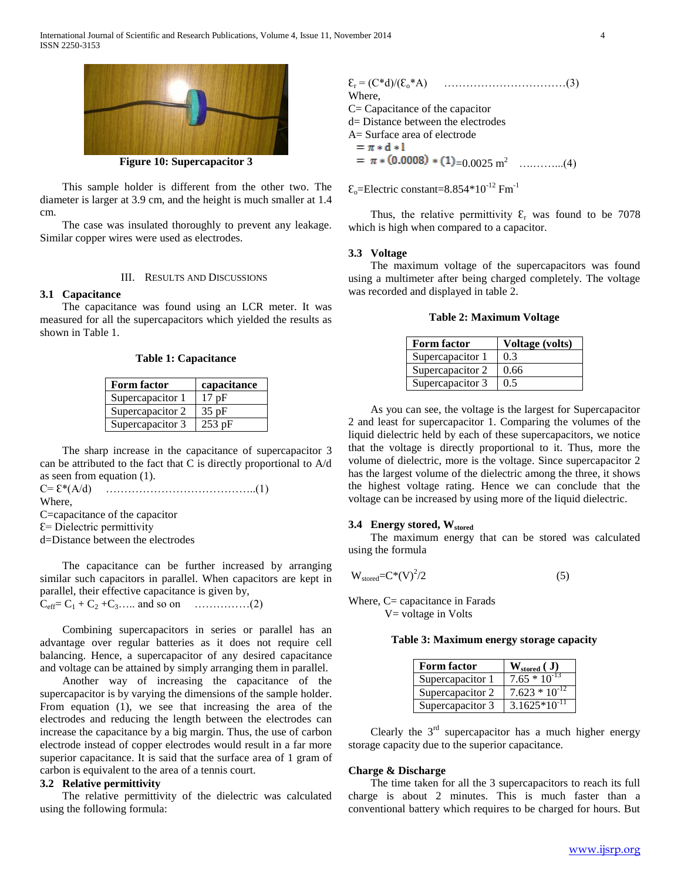Figure 10: Supercapacitor 3

This sample holder is different from the other two. The diameter is larger at 3.9 cm, and the height is much smaller at 1.4 cm.

The case was insulated thoroughly to prevent any leakage. Similar copper wires were used as electrodes.

## III. Results and Discussions

### 3.1 Capacitance

The capacitance was found using an LCR meter. It was measured for all the supercapacitors which yielded the results as shown in Table 1.

**Table 1: Capacitance**

| Form factor | capacitance |
|---|---|
| Supercapacitor 1 | 17 pF |
| Supercapacitor 2 | 35 pF |
| Supercapacitor 3 | 253 pF |

The sharp increase in the capacitance of supercapacitor 3 can be attributed to the fact that C is directly proportional to A/d as seen from equation (1).

$C = \mathcal{E}*(A/d)$ ……………………………………..(1)

Where,
C=capacitance of the capacitor
$\mathcal{E}$= Dielectric permittivity
d=Distance between the electrodes

The capacitance can be further increased by arranging similar such capacitors in parallel. When capacitors are kept in parallel, their effective capacitance is given by,

$C_{eff} = C_1 + C_2 + C_3$….. and so on ……………(2)

Combining supercapacitors in series or parallel has an advantage over regular batteries as it does not require cell balancing. Hence, a supercapacitor of any desired capacitance and voltage can be attained by simply arranging them in parallel.

Another way of increasing the capacitance of the supercapacitor is by varying the dimensions of the sample holder. From equation (1), we see that increasing the area of the electrodes and reducing the length between the electrodes can increase the capacitance by a big margin. Thus, the use of carbon electrode instead of copper electrodes would result in a far more superior capacitance. It is said that the surface area of 1 gram of carbon is equivalent to the area of a tennis court.

### 3.2 Relative permittivity

The relative permittivity of the dielectric was calculated using the following formula:

$\mathcal{E}_r = (C*d)/(\mathcal{E}_o*A)$ ……………………………(3)

Where,
C= Capacitance of the capacitor
d= Distance between the electrodes
A= Surface area of electrode
$= \pi * d * l$
$= \pi * (0.0008) * (1) = 0.0025\ m^2$ ………...(4)

$\mathcal{E}_o$=Electric constant=$8.854*10^{-12}\ Fm^{-1}$

Thus, the relative permittivity $\mathcal{E}_r$ was found to be 7078 which is high when compared to a capacitor.

### 3.3 Voltage

The maximum voltage of the supercapacitors was found using a multimeter after being charged completely. The voltage was recorded and displayed in table 2.

**Table 2: Maximum Voltage**

| Form factor | Voltage (volts) |
|---|---|
| Supercapacitor 1 | 0.3 |
| Supercapacitor 2 | 0.66 |
| Supercapacitor 3 | 0.5 |

As you can see, the voltage is the largest for Supercapacitor 2 and least for supercapacitor 1. Comparing the volumes of the liquid dielectric held by each of these supercapacitors, we notice that the voltage is directly proportional to it. Thus, more the volume of dielectric, more is the voltage. Since supercapacitor 2 has the largest volume of the dielectric among the three, it shows the highest voltage rating. Hence we can conclude that the voltage can be increased by using more of the liquid dielectric.

### 3.4 Energy stored, $W_{stored}$

The maximum energy that can be stored was calculated using the formula

$$W_{stored} = C*(V)^2/2 \qquad (5)$$

Where, C= capacitance in Farads
V= voltage in Volts

**Table 3: Maximum energy storage capacity**

| Form factor | $W_{stored}$ ( J) |
|---|---|
| Supercapacitor 1 | $7.65 * 10^{-13}$ |
| Supercapacitor 2 | $7.623 * 10^{-12}$ |
| Supercapacitor 3 | $3.1625*10^{-11}$ |

Clearly the 3rd supercapacitor has a much higher energy storage capacity due to the superior capacitance.

### Charge & Discharge

The time taken for all the 3 supercapacitors to reach its full charge is about 2 minutes. This is much faster than a conventional battery which requires to be charged for hours. But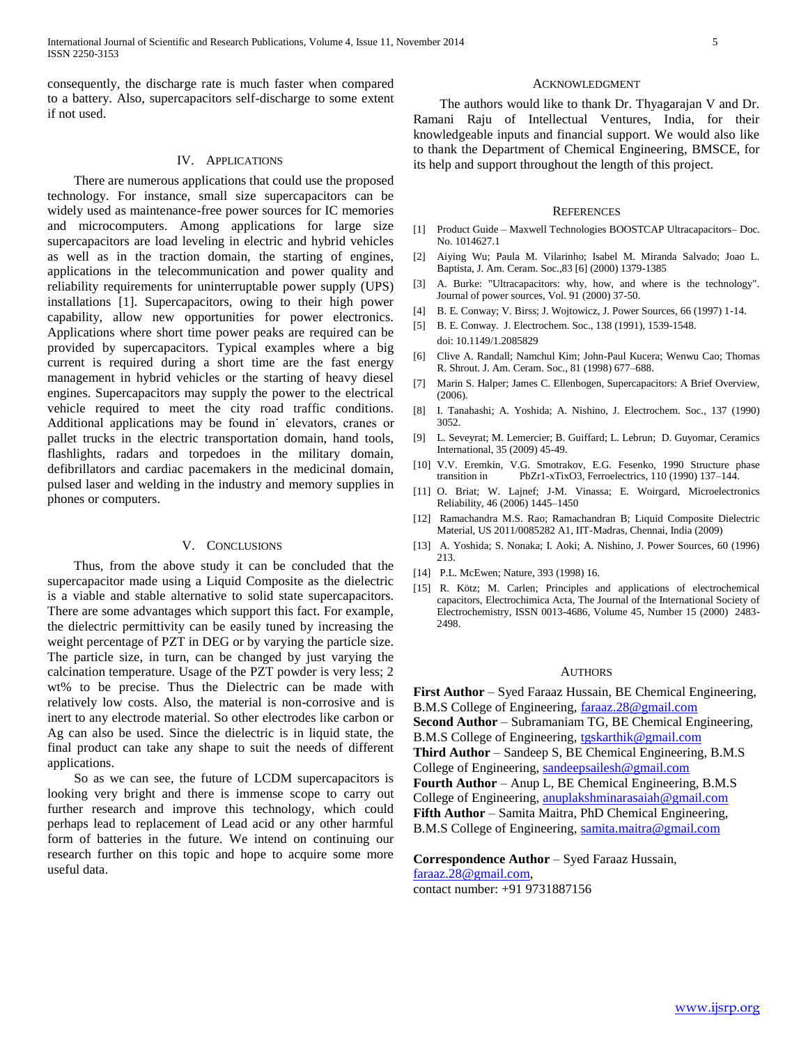consequently, the discharge rate is much faster when compared to a battery. Also, supercapacitors self-discharge to some extent if not used.

## IV. Applications

There are numerous applications that could use the proposed technology. For instance, small size supercapacitors can be widely used as maintenance-free power sources for IC memories and microcomputers. Among applications for large size supercapacitors are load leveling in electric and hybrid vehicles as well as in the traction domain, the starting of engines, applications in the telecommunication and power quality and reliability requirements for uninterruptable power supply (UPS) installations [1]. Supercapacitors, owing to their high power capability, allow new opportunities for power electronics. Applications where short time power peaks are required can be provided by supercapacitors. Typical examples where a big current is required during a short time are the fast energy management in hybrid vehicles or the starting of heavy diesel engines. Supercapacitors may supply the power to the electrical vehicle required to meet the city road traffic conditions. Additional applications may be found in˙ elevators, cranes or pallet trucks in the electric transportation domain, hand tools, flashlights, radars and torpedoes in the military domain, defibrillators and cardiac pacemakers in the medicinal domain, pulsed laser and welding in the industry and memory supplies in phones or computers.

## V. Conclusions

Thus, from the above study it can be concluded that the supercapacitor made using a Liquid Composite as the dielectric is a viable and stable alternative to solid state supercapacitors. There are some advantages which support this fact. For example, the dielectric permittivity can be easily tuned by increasing the weight percentage of PZT in DEG or by varying the particle size. The particle size, in turn, can be changed by just varying the calcination temperature. Usage of the PZT powder is very less; 2 wt% to be precise. Thus the Dielectric can be made with relatively low costs. Also, the material is non-corrosive and is inert to any electrode material. So other electrodes like carbon or Ag can also be used. Since the dielectric is in liquid state, the final product can take any shape to suit the needs of different applications.

So as we can see, the future of LCDM supercapacitors is looking very bright and there is immense scope to carry out further research and improve this technology, which could perhaps lead to replacement of Lead acid or any other harmful form of batteries in the future. We intend on continuing our research further on this topic and hope to acquire some more useful data.

## Acknowledgment

The authors would like to thank Dr. Thyagarajan V and Dr. Ramani Raju of Intellectual Ventures, India, for their knowledgeable inputs and financial support. We would also like to thank the Department of Chemical Engineering, BMSCE, for its help and support throughout the length of this project.

## References

[1] Product Guide – Maxwell Technologies BOOSTCAP Ultracapacitors– Doc. No. 1014627.1

[2] Aiying Wu; Paula M. Vilarinho; Isabel M. Miranda Salvado; Joao L. Baptista, J. Am. Ceram. Soc.,83 [6] (2000) 1379-1385

[3] A. Burke: "Ultracapacitors: why, how, and where is the technology". Journal of power sources, Vol. 91 (2000) 37-50.

[4] B. E. Conway; V. Birss; J. Wojtowicz, J. Power Sources, 66 (1997) 1-14.

[5] B. E. Conway. J. Electrochem. Soc., 138 (1991), 1539-1548. doi: 10.1149/1.2085829

[6] Clive A. Randall; Namchul Kim; John-Paul Kucera; Wenwu Cao; Thomas R. Shrout. J. Am. Ceram. Soc., 81 (1998) 677–688.

[7] Marin S. Halper; James C. Ellenbogen, Supercapacitors: A Brief Overview, (2006).

[8] I. Tanahashi; A. Yoshida; A. Nishino, J. Electrochem. Soc., 137 (1990) 3052.

[9] L. Seveyrat; M. Lemercier; B. Guiffard; L. Lebrun; D. Guyomar, Ceramics International, 35 (2009) 45-49.

[10] V.V. Eremkin, V.G. Smotrakov, E.G. Fesenko, 1990 Structure phase transition in PbZr1-xTixO3, Ferroelectrics, 110 (1990) 137–144.

[11] O. Briat; W. Lajnef; J-M. Vinassa; E. Woirgard, Microelectronics Reliability, 46 (2006) 1445–1450

[12] Ramachandra M.S. Rao; Ramachandran B; Liquid Composite Dielectric Material, US 2011/0085282 A1, IIT-Madras, Chennai, India (2009)

[13] A. Yoshida; S. Nonaka; I. Aoki; A. Nishino, J. Power Sources, 60 (1996) 213.

[14] P.L. McEwen; Nature, 393 (1998) 16.

[15] R. Kötz; M. Carlen; Principles and applications of electrochemical capacitors, Electrochimica Acta, The Journal of the International Society of Electrochemistry, ISSN 0013-4686, Volume 45, Number 15 (2000) 2483-2498.

## Authors

**First Author** – Syed Faraaz Hussain, BE Chemical Engineering, B.M.S College of Engineering, faraaz.28@gmail.com

**Second Author** – Subramaniam TG, BE Chemical Engineering, B.M.S College of Engineering, tgskarthik@gmail.com

**Third Author** – Sandeep S, BE Chemical Engineering, B.M.S College of Engineering, sandeepsailesh@gmail.com

**Fourth Author** – Anup L, BE Chemical Engineering, B.M.S College of Engineering, anuplakshminarasaiah@gmail.com

**Fifth Author** – Samita Maitra, PhD Chemical Engineering, B.M.S College of Engineering, samita.maitra@gmail.com

**Correspondence Author** – Syed Faraaz Hussain, faraaz.28@gmail.com, contact number: +91 9731887156